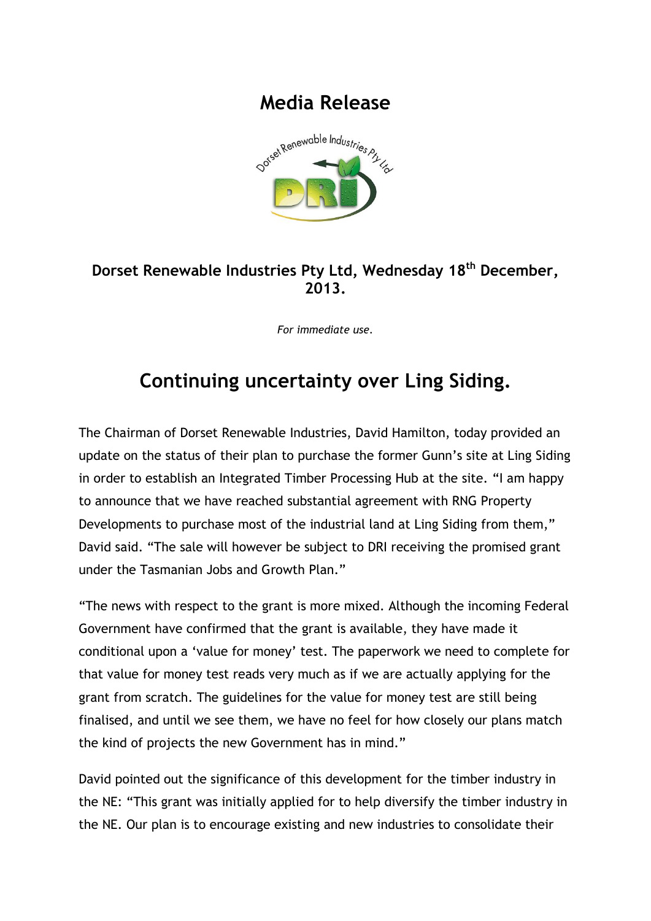# Media Release

**Dorset Renewable Industries Pty Ltd, Wednesday 18th December, 2013.**

*For immediate use.*

## Continuing uncertainty over Ling Siding.

The Chairman of Dorset Renewable Industries, David Hamilton, today provided an update on the status of their plan to purchase the former Gunn's site at Ling Siding in order to establish an Integrated Timber Processing Hub at the site. "I am happy to announce that we have reached substantial agreement with RNG Property Developments to purchase most of the industrial land at Ling Siding from them," David said. "The sale will however be subject to DRI receiving the promised grant under the Tasmanian Jobs and Growth Plan."

"The news with respect to the grant is more mixed. Although the incoming Federal Government have confirmed that the grant is available, they have made it conditional upon a 'value for money' test. The paperwork we need to complete for that value for money test reads very much as if we are actually applying for the grant from scratch. The guidelines for the value for money test are still being finalised, and until we see them, we have no feel for how closely our plans match the kind of projects the new Government has in mind."

David pointed out the significance of this development for the timber industry in the NE: "This grant was initially applied for to help diversify the timber industry in the NE. Our plan is to encourage existing and new industries to consolidate their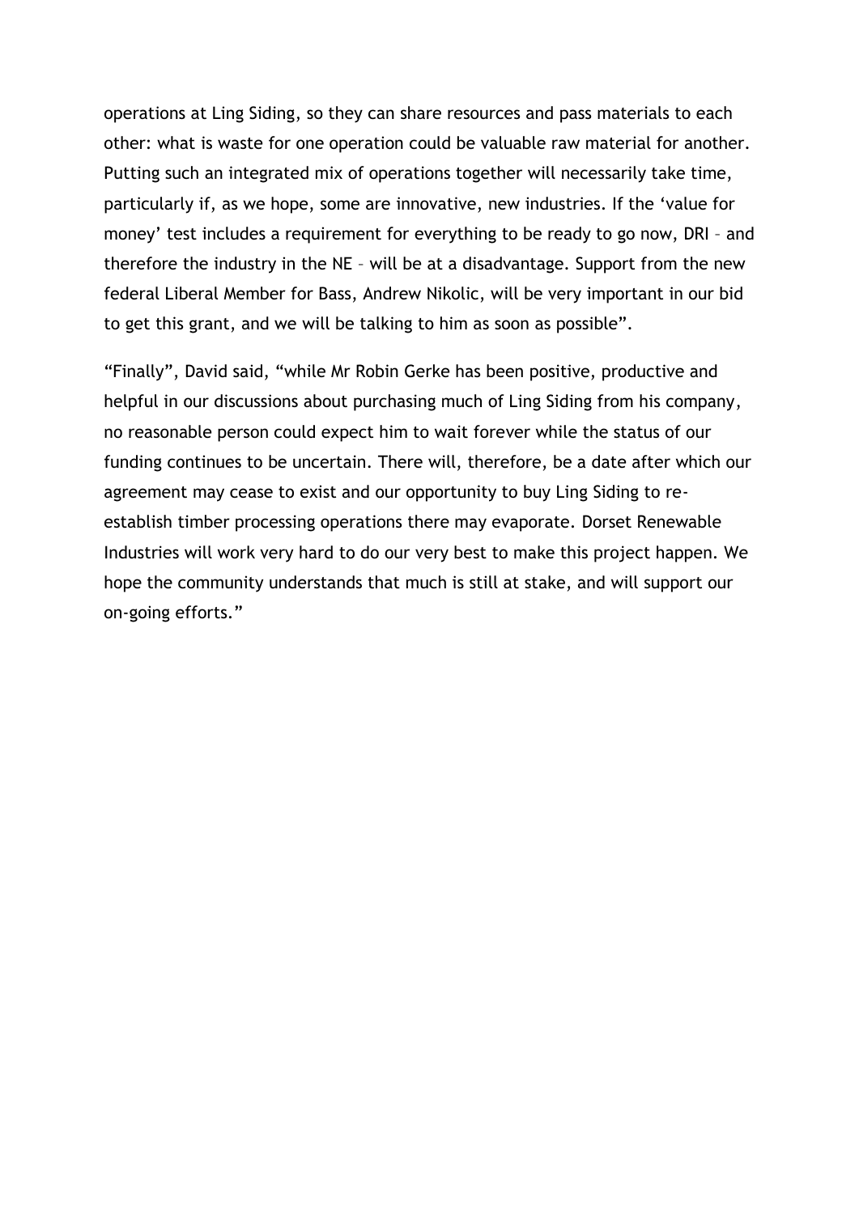operations at Ling Siding, so they can share resources and pass materials to each other: what is waste for one operation could be valuable raw material for another. Putting such an integrated mix of operations together will necessarily take time, particularly if, as we hope, some are innovative, new industries. If the 'value for money' test includes a requirement for everything to be ready to go now, DRI – and therefore the industry in the NE – will be at a disadvantage. Support from the new federal Liberal Member for Bass, Andrew Nikolic, will be very important in our bid to get this grant, and we will be talking to him as soon as possible".

"Finally", David said, "while Mr Robin Gerke has been positive, productive and helpful in our discussions about purchasing much of Ling Siding from his company, no reasonable person could expect him to wait forever while the status of our funding continues to be uncertain. There will, therefore, be a date after which our agreement may cease to exist and our opportunity to buy Ling Siding to re-establish timber processing operations there may evaporate. Dorset Renewable Industries will work very hard to do our very best to make this project happen. We hope the community understands that much is still at stake, and will support our on-going efforts."